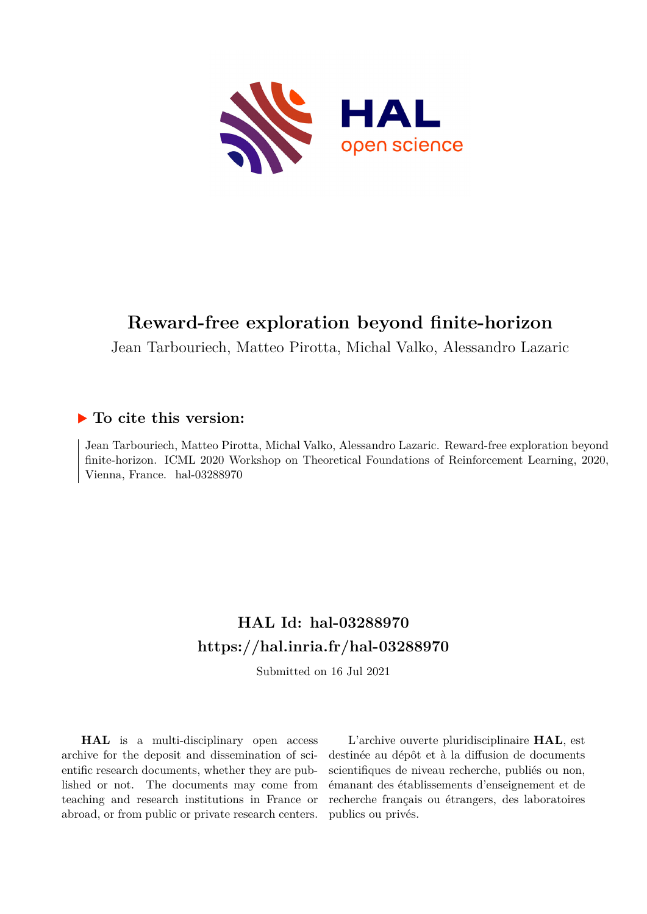# Reward-free exploration beyond finite-horizon

Jean Tarbouriech, Matteo Pirotta, Michal Valko, Alessandro Lazaric

## ▶ To cite this version:

Jean Tarbouriech, Matteo Pirotta, Michal Valko, Alessandro Lazaric. Reward-free exploration beyond finite-horizon. ICML 2020 Workshop on Theoretical Foundations of Reinforcement Learning, 2020, Vienna, France. hal-03288970

## HAL Id: hal-03288970
## https://hal.inria.fr/hal-03288970

Submitted on 16 Jul 2021

**HAL** is a multi-disciplinary open access archive for the deposit and dissemination of scientific research documents, whether they are published or not. The documents may come from teaching and research institutions in France or abroad, or from public or private research centers.

L'archive ouverte pluridisciplinaire **HAL**, est destinée au dépôt et à la diffusion de documents scientifiques de niveau recherche, publiés ou non, émanant des établissements d'enseignement et de recherche français ou étrangers, des laboratoires publics ou privés.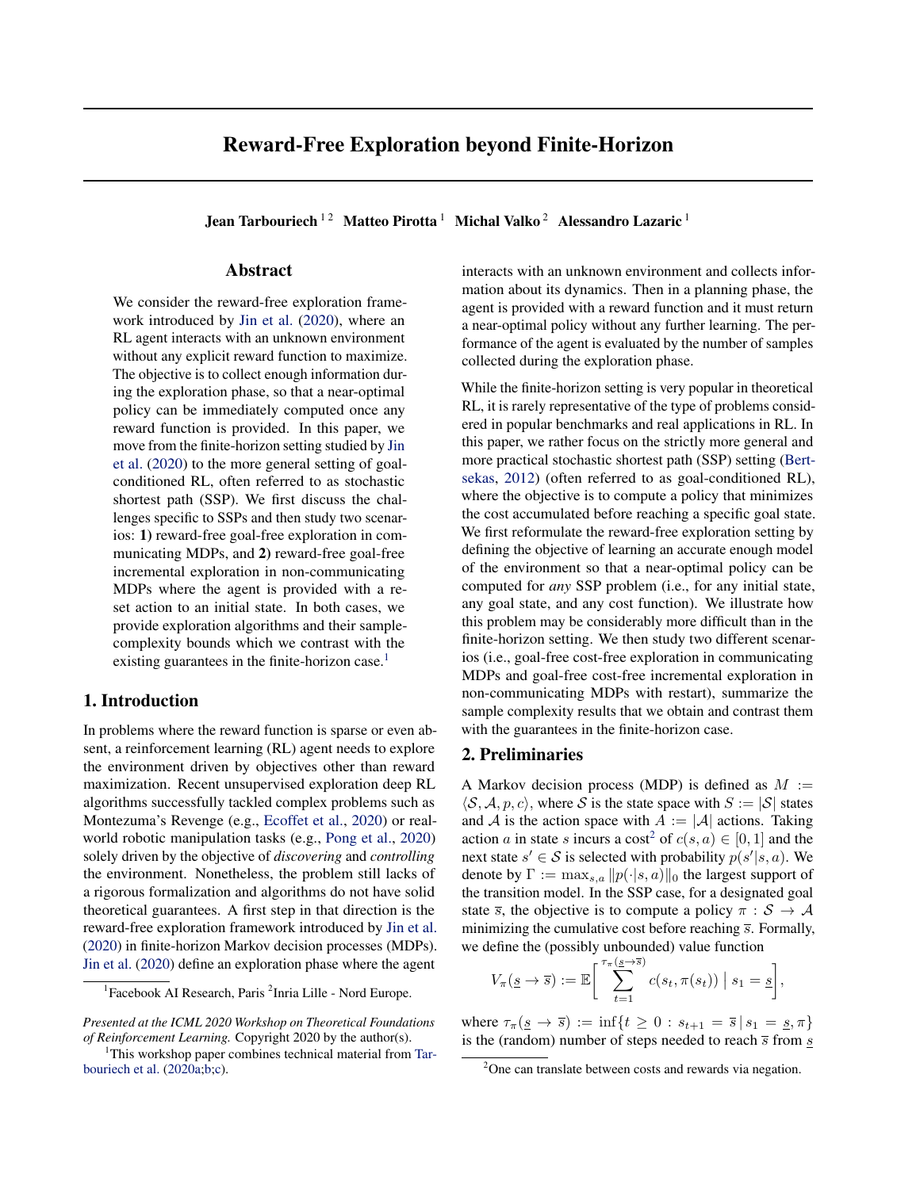# Reward-Free Exploration beyond Finite-Horizon

**Jean Tarbouriech** [1 2] **Matteo Pirotta** [1] **Michal Valko** [2] **Alessandro Lazaric** [1]

## Abstract

We consider the reward-free exploration framework introduced by Jin et al. (2020), where an RL agent interacts with an unknown environment without any explicit reward function to maximize. The objective is to collect enough information during the exploration phase, so that a near-optimal policy can be immediately computed once any reward function is provided. In this paper, we move from the finite-horizon setting studied by Jin et al. (2020) to the more general setting of goal-conditioned RL, often referred to as stochastic shortest path (SSP). We first discuss the challenges specific to SSPs and then study two scenarios: **1)** reward-free goal-free exploration in communicating MDPs, and **2)** reward-free goal-free incremental exploration in non-communicating MDPs where the agent is provided with a reset action to an initial state. In both cases, we provide exploration algorithms and their sample-complexity bounds which we contrast with the existing guarantees in the finite-horizon case.[1]

## 1. Introduction

In problems where the reward function is sparse or even absent, a reinforcement learning (RL) agent needs to explore the environment driven by objectives other than reward maximization. Recent unsupervised exploration deep RL algorithms successfully tackled complex problems such as Montezuma's Revenge (e.g., Ecoffet et al., 2020) or real-world robotic manipulation tasks (e.g., Pong et al., 2020) solely driven by the objective of *discovering* and *controlling* the environment. Nonetheless, the problem still lacks of a rigorous formalization and algorithms do not have solid theoretical guarantees. A first step in that direction is the reward-free exploration framework introduced by Jin et al. (2020) in finite-horizon Markov decision processes (MDPs). Jin et al. (2020) define an exploration phase where the agent interacts with an unknown environment and collects information about its dynamics. Then in a planning phase, the agent is provided with a reward function and it must return a near-optimal policy without any further learning. The performance of the agent is evaluated by the number of samples collected during the exploration phase.

While the finite-horizon setting is very popular in theoretical RL, it is rarely representative of the type of problems considered in popular benchmarks and real applications in RL. In this paper, we rather focus on the strictly more general and more practical stochastic shortest path (SSP) setting (Bertsekas, 2012) (often referred to as goal-conditioned RL), where the objective is to compute a policy that minimizes the cost accumulated before reaching a specific goal state. We first reformulate the reward-free exploration setting by defining the objective of learning an accurate enough model of the environment so that a near-optimal policy can be computed for *any* SSP problem (i.e., for any initial state, any goal state, and any cost function). We illustrate how this problem may be considerably more difficult than in the finite-horizon setting. We then study two different scenarios (i.e., goal-free cost-free exploration in communicating MDPs and goal-free cost-free incremental exploration in non-communicating MDPs with restart), summarize the sample complexity results that we obtain and contrast them with the guarantees in the finite-horizon case.

## 2. Preliminaries

A Markov decision process (MDP) is defined as $M := \langle \mathcal{S}, \mathcal{A}, p, c \rangle$, where $\mathcal{S}$ is the state space with $S := |\mathcal{S}|$ states and $\mathcal{A}$ is the action space with $A := |\mathcal{A}|$ actions. Taking action $a$ in state $s$ incurs a cost[2] of $c(s,a) \in [0,1]$ and the next state $s' \in \mathcal{S}$ is selected with probability $p(s'|s,a)$. We denote by $\Gamma := \max_{s,a} \|p(\cdot|s,a)\|_0$ the largest support of the transition model. In the SSP case, for a designated goal state $\overline{s}$, the objective is to compute a policy $\pi : \mathcal{S} \rightarrow \mathcal{A}$ minimizing the cumulative cost before reaching $\overline{s}$. Formally, we define the (possibly unbounded) value function

$$V_\pi(\underline{s} \rightarrow \overline{s}) := \mathbb{E}\bigg[ \sum_{t=1}^{\tau_\pi(\underline{s} \rightarrow \overline{s})} c(s_t, \pi(s_t)) \mid s_1 = \underline{s} \bigg],$$

where $\tau_\pi(\underline{s} \rightarrow \overline{s}) := \inf\{t \geq 0 : s_{t+1} = \overline{s} \,|\, s_1 = \underline{s}, \pi\}$ is the (random) number of steps needed to reach $\overline{s}$ from $\underline{s}$

---

[1] Facebook AI Research, Paris [2] Inria Lille - Nord Europe.

*Presented at the ICML 2020 Workshop on Theoretical Foundations of Reinforcement Learning.* Copyright 2020 by the author(s).

[1] This workshop paper combines technical material from Tarbouriech et al. (2020a;b;c).

[2] One can translate between costs and rewards via negation.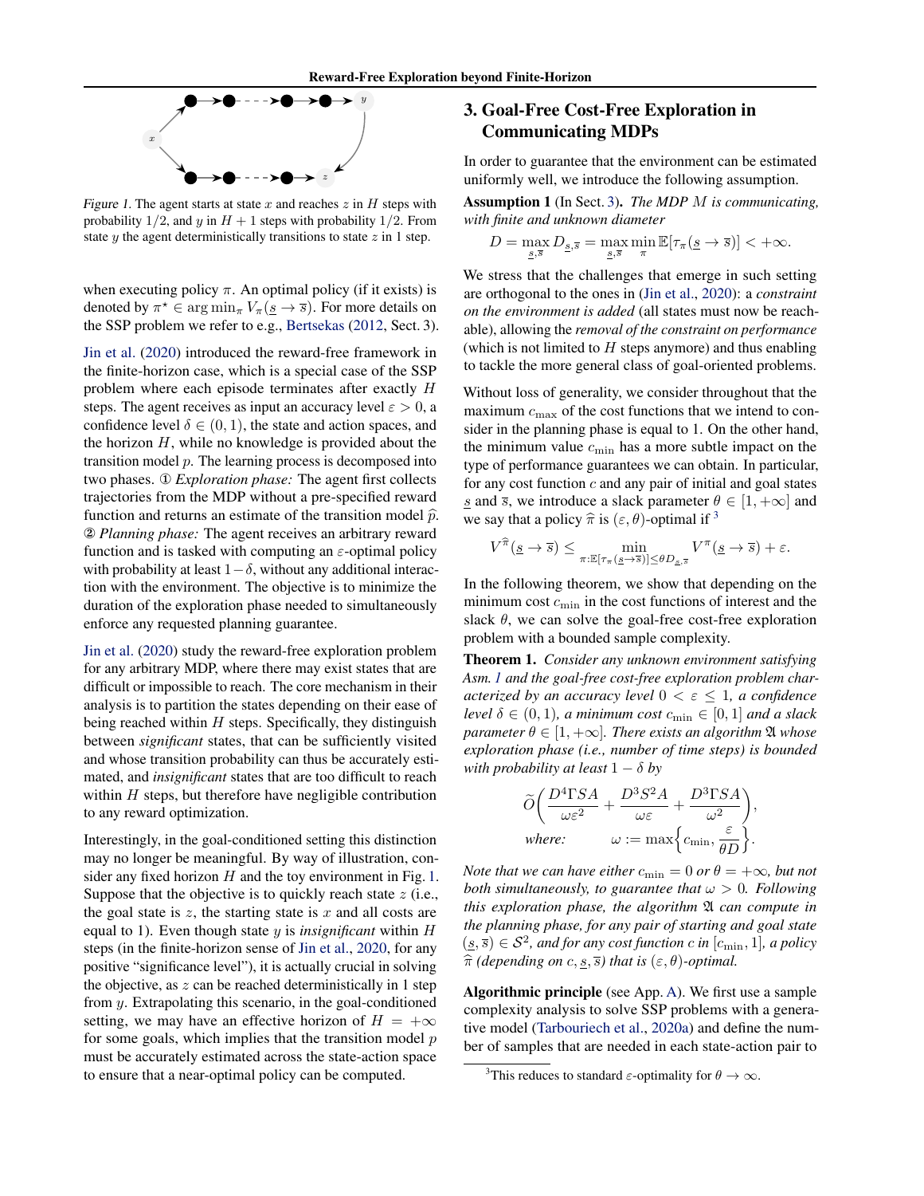*Figure 1.* The agent starts at state $x$ and reaches $z$ in $H$ steps with probability $1/2$, and $y$ in $H+1$ steps with probability $1/2$. From state $y$ the agent deterministically transitions to state $z$ in 1 step.

when executing policy $\pi$. An optimal policy (if it exists) is denoted by $\pi^\star \in \arg\min_\pi V_\pi(\underline{s} \to \overline{s})$. For more details on the SSP problem we refer to e.g., Bertsekas (2012, Sect. 3).

Jin et al. (2020) introduced the reward-free framework in the finite-horizon case, which is a special case of the SSP problem where each episode terminates after exactly $H$ steps. The agent receives as input an accuracy level $\varepsilon > 0$, a confidence level $\delta \in (0,1)$, the state and action spaces, and the horizon $H$, while no knowledge is provided about the transition model $p$. The learning process is decomposed into two phases. ① *Exploration phase:* The agent first collects trajectories from the MDP without a pre-specified reward function and returns an estimate of the transition model $\widehat{p}$. ② *Planning phase:* The agent receives an arbitrary reward function and is tasked with computing an $\varepsilon$-optimal policy with probability at least $1-\delta$, without any additional interaction with the environment. The objective is to minimize the duration of the exploration phase needed to simultaneously enforce any requested planning guarantee.

Jin et al. (2020) study the reward-free exploration problem for any arbitrary MDP, where there may exist states that are difficult or impossible to reach. The core mechanism in their analysis is to partition the states depending on their ease of being reached within $H$ steps. Specifically, they distinguish between *significant* states, that can be sufficiently visited and whose transition probability can thus be accurately estimated, and *insignificant* states that are too difficult to reach within $H$ steps, but therefore have negligible contribution to any reward optimization.

Interestingly, in the goal-conditioned setting this distinction may no longer be meaningful. By way of illustration, consider any fixed horizon $H$ and the toy environment in Fig. 1. Suppose that the objective is to quickly reach state $z$ (i.e., the goal state is $z$, the starting state is $x$ and all costs are equal to 1). Even though state $y$ is *insignificant* within $H$ steps (in the finite-horizon sense of Jin et al., 2020, for any positive "significance level"), it is actually crucial in solving the objective, as $z$ can be reached deterministically in 1 step from $y$. Extrapolating this scenario, in the goal-conditioned setting, we may have an effective horizon of $H = +\infty$ for some goals, which implies that the transition model $p$ must be accurately estimated across the state-action space to ensure that a near-optimal policy can be computed.

## 3. Goal-Free Cost-Free Exploration in Communicating MDPs

In order to guarantee that the environment can be estimated uniformly well, we introduce the following assumption.

**Assumption 1** (In Sect. 3). *The MDP $M$ is communicating, with finite and unknown diameter*

$$D = \max_{\underline{s},\overline{s}} D_{\underline{s},\overline{s}} = \max_{\underline{s},\overline{s}} \min_\pi \mathbb{E}[\tau_\pi(\underline{s} \to \overline{s})] < +\infty.$$

We stress that the challenges that emerge in such setting are orthogonal to the ones in (Jin et al., 2020): a *constraint on the environment is added* (all states must now be reachable), allowing the *removal of the constraint on performance* (which is not limited to $H$ steps anymore) and thus enabling to tackle the more general class of goal-oriented problems.

Without loss of generality, we consider throughout that the maximum $c_{\max}$ of the cost functions that we intend to consider in the planning phase is equal to 1. On the other hand, the minimum value $c_{\min}$ has a more subtle impact on the type of performance guarantees we can obtain. In particular, for any cost function $c$ and any pair of initial and goal states $\underline{s}$ and $\overline{s}$, we introduce a slack parameter $\theta \in [1, +\infty]$ and we say that a policy $\widehat{\pi}$ is $(\varepsilon, \theta)$-optimal if [3]

$$V^{\widehat{\pi}}(\underline{s} \to \overline{s}) \leq \min_{\pi : \mathbb{E}[\tau_\pi(\underline{s} \to \overline{s})] \leq \theta D_{\underline{s},\overline{s}}} V^\pi(\underline{s} \to \overline{s}) + \varepsilon.$$

In the following theorem, we show that depending on the minimum cost $c_{\min}$ in the cost functions of interest and the slack $\theta$, we can solve the goal-free cost-free exploration problem with a bounded sample complexity.

**Theorem 1.** *Consider any unknown environment satisfying Asm. 1 and the goal-free cost-free exploration problem characterized by an accuracy level $0 < \varepsilon \leq 1$, a confidence level $\delta \in (0,1)$, a minimum cost $c_{\min} \in [0,1]$ and a slack parameter $\theta \in [1, +\infty]$. There exists an algorithm $\mathfrak{A}$ whose exploration phase (i.e., number of time steps) is bounded with probability at least $1-\delta$ by*

$$\widetilde{O}\bigg(\frac{D^4 \Gamma S A}{\omega \varepsilon^2} + \frac{D^3 S^2 A}{\omega \varepsilon} + \frac{D^3 \Gamma S A}{\omega^2}\bigg),$$
$$\textit{where:} \qquad \omega := \max\Big\{c_{\min}, \frac{\varepsilon}{\theta D}\Big\}.$$

*Note that we can have either $c_{\min} = 0$ or $\theta = +\infty$, but not both simultaneously, to guarantee that $\omega > 0$. Following this exploration phase, the algorithm $\mathfrak{A}$ can compute in the planning phase, for any pair of starting and goal state $(\underline{s}, \overline{s}) \in \mathcal{S}^2$, and for any cost function $c$ in $[c_{\min}, 1]$, a policy $\widehat{\pi}$ (depending on $c, \underline{s}, \overline{s}$) that is $(\varepsilon, \theta)$-optimal.*

**Algorithmic principle** (see App. A). We first use a sample complexity analysis to solve SSP problems with a generative model (Tarbouriech et al., 2020a) and define the number of samples that are needed in each state-action pair to

[3] This reduces to standard $\varepsilon$-optimality for $\theta \to \infty$.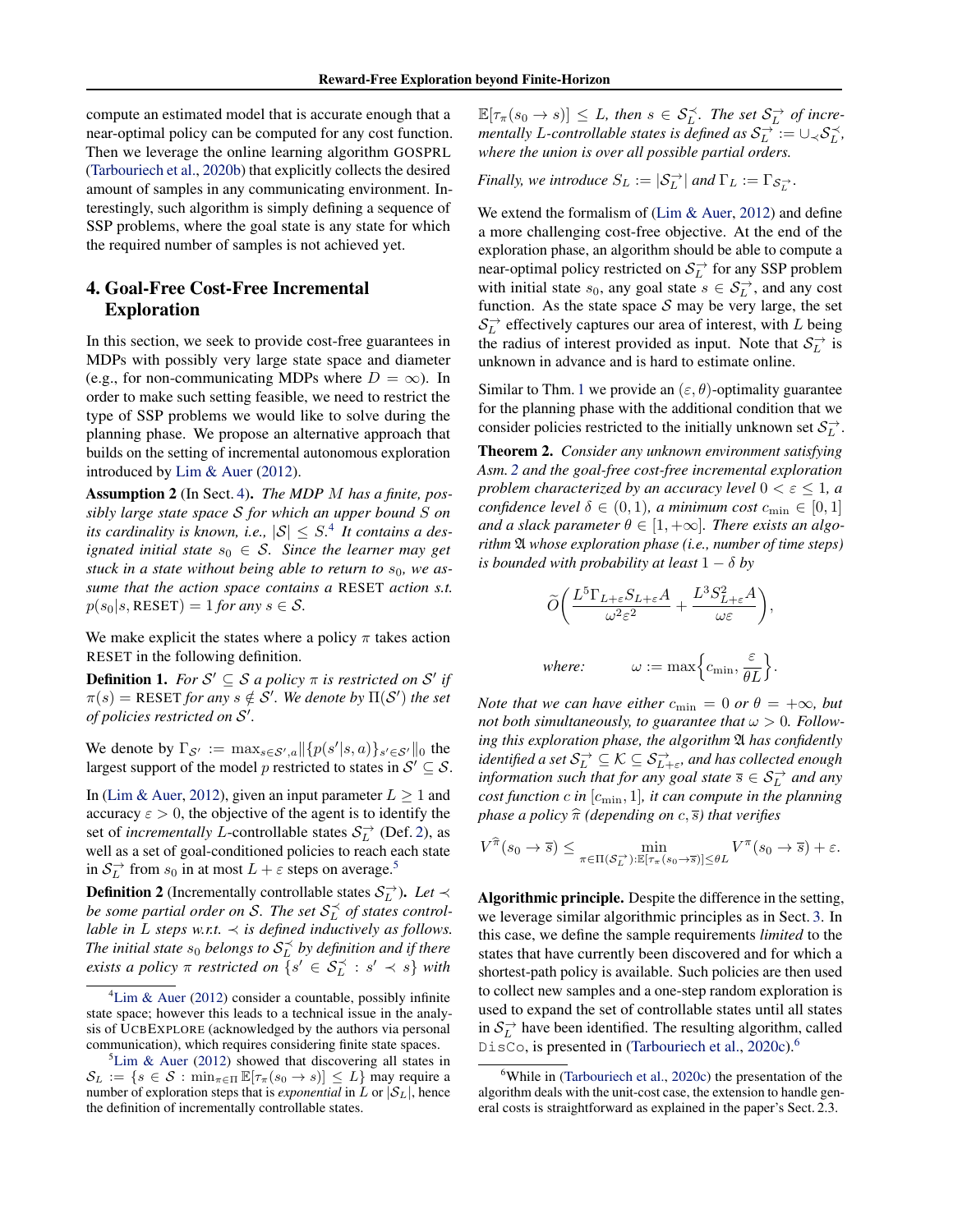compute an estimated model that is accurate enough that a near-optimal policy can be computed for any cost function. Then we leverage the online learning algorithm GOSPRL (Tarbouriech et al., 2020b) that explicitly collects the desired amount of samples in any communicating environment. Interestingly, such algorithm is simply defining a sequence of SSP problems, where the goal state is any state for which the required number of samples is not achieved yet.

## 4. Goal-Free Cost-Free Incremental Exploration

In this section, we seek to provide cost-free guarantees in MDPs with possibly very large state space and diameter (e.g., for non-communicating MDPs where $D = \infty$). In order to make such setting feasible, we need to restrict the type of SSP problems we would like to solve during the planning phase. We propose an alternative approach that builds on the setting of incremental autonomous exploration introduced by Lim & Auer (2012).

**Assumption 2** (In Sect. 4)**.** *The MDP $M$ has a finite, possibly large state space $\mathcal{S}$ for which an upper bound $S$ on its cardinality is known, i.e., $|\mathcal{S}| \leq S$.*[4] *It contains a designated initial state $s_0 \in \mathcal{S}$. Since the learner may get stuck in a state without being able to return to $s_0$, we assume that the action space contains a* RESET *action s.t. $p(s_0|s, \text{RESET}) = 1$ for any $s \in \mathcal{S}$.*

We make explicit the states where a policy $\pi$ takes action RESET in the following definition.

**Definition 1.** *For $\mathcal{S}' \subseteq \mathcal{S}$ a policy $\pi$ is restricted on $\mathcal{S}'$ if $\pi(s) = \text{RESET}$ for any $s \notin \mathcal{S}'$. We denote by $\Pi(\mathcal{S}')$ the set of policies restricted on $\mathcal{S}'$.*

We denote by $\Gamma_{\mathcal{S}'} := \max_{s\in\mathcal{S}',a} \|\{p(s'|s,a)\}_{s'\in\mathcal{S}'}\|_0$ the largest support of the model $p$ restricted to states in $\mathcal{S}' \subseteq \mathcal{S}$.

In (Lim & Auer, 2012), given an input parameter $L \geq 1$ and accuracy $\varepsilon > 0$, the objective of the agent is to identify the set of *incrementally* $L$-controllable states $\mathcal{S}_L^{\rightarrow}$ (Def. 2), as well as a set of goal-conditioned policies to reach each state in $\mathcal{S}_L^{\rightarrow}$ from $s_0$ in at most $L + \varepsilon$ steps on average.[5]

**Definition 2** (Incrementally controllable states $\mathcal{S}_L^{\rightarrow}$)**.** *Let $\prec$ be some partial order on $\mathcal{S}$. The set $\mathcal{S}_L^{\prec}$ of states controllable in $L$ steps w.r.t. $\prec$ is defined inductively as follows. The initial state $s_0$ belongs to $\mathcal{S}_L^{\prec}$ by definition and if there exists a policy $\pi$ restricted on $\{s' \in \mathcal{S}_L^{\prec} : s' \prec s\}$ with $\mathbb{E}[\tau_\pi(s_0 \rightarrow s)] \leq L$, then $s \in \mathcal{S}_L^{\prec}$. The set $\mathcal{S}_L^{\rightarrow}$ of incrementally $L$-controllable states is defined as $\mathcal{S}_L^{\rightarrow} := \cup_{\prec}\mathcal{S}_L^{\prec}$, where the union is over all possible partial orders.*

*Finally, we introduce $S_L := |\mathcal{S}_L^{\rightarrow}|$ and $\Gamma_L := \Gamma_{\mathcal{S}_L^{\rightarrow}}$.*

We extend the formalism of (Lim & Auer, 2012) and define a more challenging cost-free objective. At the end of the exploration phase, an algorithm should be able to compute a near-optimal policy restricted on $\mathcal{S}_L^{\rightarrow}$ for any SSP problem with initial state $s_0$, any goal state $s \in \mathcal{S}_L^{\rightarrow}$, and any cost function. As the state space $\mathcal{S}$ may be very large, the set $\mathcal{S}_L^{\rightarrow}$ effectively captures our area of interest, with $L$ being the radius of interest provided as input. Note that $\mathcal{S}_L^{\rightarrow}$ is unknown in advance and is hard to estimate online.

Similar to Thm. 1 we provide an $(\varepsilon, \theta)$-optimality guarantee for the planning phase with the additional condition that we consider policies restricted to the initially unknown set $\mathcal{S}_L^{\rightarrow}$.

**Theorem 2.** *Consider any unknown environment satisfying Asm. 2 and the goal-free cost-free incremental exploration problem characterized by an accuracy level $0 < \varepsilon \leq 1$, a confidence level $\delta \in (0, 1)$, a minimum cost $c_{\min} \in [0, 1]$ and a slack parameter $\theta \in [1, +\infty]$. There exists an algorithm $\mathfrak{A}$ whose exploration phase (i.e., number of time steps) is bounded with probability at least $1 - \delta$ by*

$$\widetilde{O}\bigg(\frac{L^5\Gamma_{L+\varepsilon}S_{L+\varepsilon}A}{\omega^2\varepsilon^2} + \frac{L^3S_{L+\varepsilon}^2A}{\omega\varepsilon}\bigg),$$

$$\textit{where:} \qquad \omega := \max\Big\{c_{\min}, \frac{\varepsilon}{\theta L}\Big\}.$$

*Note that we can have either $c_{\min} = 0$ or $\theta = +\infty$, but not both simultaneously, to guarantee that $\omega > 0$. Following this exploration phase, the algorithm $\mathfrak{A}$ has confidently identified a set $\mathcal{S}_L^{\rightarrow} \subseteq \mathcal{K} \subseteq \mathcal{S}_{L+\varepsilon}^{\rightarrow}$, and has collected enough information such that for any goal state $\overline{s} \in \mathcal{S}_L^{\rightarrow}$ and any cost function $c$ in $[c_{\min}, 1]$, it can compute in the planning phase a policy $\widehat{\pi}$ (depending on $c, \overline{s}$) that verifies*

$$V^{\widehat{\pi}}(s_0 \rightarrow \overline{s}) \leq \min_{\pi\in\Pi(\mathcal{S}_L^{\rightarrow}):\mathbb{E}[\tau_\pi(s_0\rightarrow\overline{s})]\leq\theta L} V^{\pi}(s_0 \rightarrow \overline{s}) + \varepsilon.$$

**Algorithmic principle.** Despite the difference in the setting, we leverage similar algorithmic principles as in Sect. 3. In this case, we define the sample requirements *limited* to the states that have currently been discovered and for which a shortest-path policy is available. Such policies are then used to collect new samples and a one-step random exploration is used to expand the set of controllable states until all states in $\mathcal{S}_L^{\rightarrow}$ have been identified. The resulting algorithm, called DisCo, is presented in (Tarbouriech et al., 2020c).[6]

---

[4] Lim & Auer (2012) consider a countable, possibly infinite state space; however this leads to a technical issue in the analysis of UCBEXPLORE (acknowledged by the authors via personal communication), which requires considering finite state spaces.

[5] Lim & Auer (2012) showed that discovering all states in $\mathcal{S}_L := \{s \in \mathcal{S} : \min_{\pi\in\Pi} \mathbb{E}[\tau_\pi(s_0 \rightarrow s)] \leq L\}$ may require a number of exploration steps that is *exponential* in $L$ or $|\mathcal{S}_L|$, hence the definition of incrementally controllable states.

[6] While in (Tarbouriech et al., 2020c) the presentation of the algorithm deals with the unit-cost case, the extension to handle general costs is straightforward as explained in the paper's Sect. 2.3.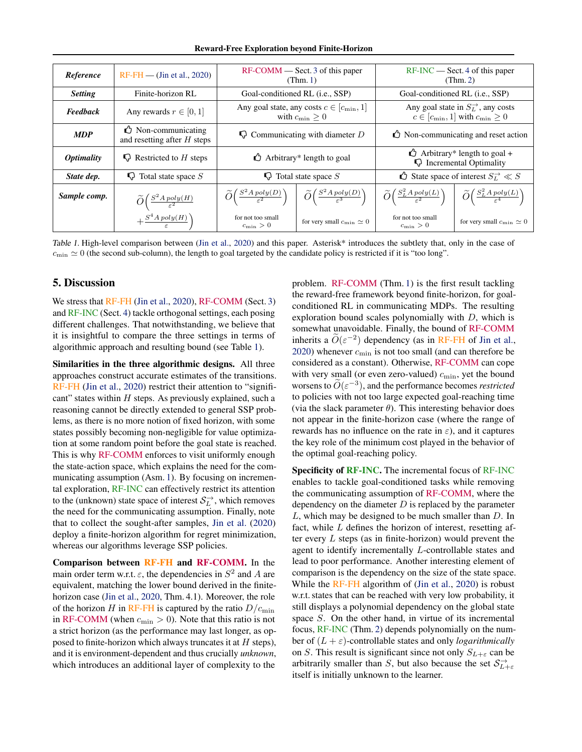| Reference | RF-FH — (Jin et al., 2020) | RF-COMM — Sect. 3 of this paper (Thm. 1) | | RF-INC — Sect. 4 of this paper (Thm. 2) | |
|---|---|---|---|---|---|
| Setting | Finite-horizon RL | Goal-conditioned RL (i.e., SSP) | | Goal-conditioned RL (i.e., SSP) | |
| Feedback | Any rewards $r \in [0, 1]$ | Any goal state, any costs $c \in [c_{\min}, 1]$ with $c_{\min} \geq 0$ | | Any goal state in $S_L^{\rightarrow}$, any costs $c \in [c_{\min}, 1]$ with $c_{\min} \geq 0$ | |
| MDP | 👍 Non-communicating and resetting after $H$ steps | 👎 Communicating with diameter $D$ | | 👍 Non-communicating and reset action | |
| Optimality | 👎 Restricted to $H$ steps | 👍 Arbitrary* length to goal | | 👍 Arbitrary* length to goal + 👎 Incremental Optimality | |
| State dep. | 👎 Total state space $S$ | 👎 Total state space $S$ | | 👍 State space of interest $S_L^{\rightarrow} \ll S$ | |
| Sample comp. | $\widetilde{O}\Big(\frac{S^2 A\, poly(H)}{\varepsilon^2} + \frac{S^4 A\, poly(H)}{\varepsilon}\Big)$ | $\widetilde{O}\Big(\frac{S^2 A\, poly(D)}{\varepsilon^2}\Big)$ for not too small $c_{\min} > 0$ | $\widetilde{O}\Big(\frac{S^2 A\, poly(D)}{\varepsilon^3}\Big)$ for very small $c_{\min} \simeq 0$ | $\widetilde{O}\Big(\frac{S_L^2 A\, poly(L)}{\varepsilon^2}\Big)$ for not too small $c_{\min} > 0$ | $\widetilde{O}\Big(\frac{S_L^2 A\, poly(L)}{\varepsilon^4}\Big)$ for very small $c_{\min} \simeq 0$ |

*Table 1.* High-level comparison between (Jin et al., 2020) and this paper. Asterisk* introduces the subtlety that, only in the case of $c_{\min} \simeq 0$ (the second sub-column), the length to goal targeted by the candidate policy is restricted if it is "too long".

## 5. Discussion

We stress that RF-FH (Jin et al., 2020), RF-COMM (Sect. 3) and RF-INC (Sect. 4) tackle orthogonal settings, each posing different challenges. That notwithstanding, we believe that it is insightful to compare the three settings in terms of algorithmic approach and resulting bound (see Table 1).

**Similarities in the three algorithmic designs.** All three approaches construct accurate estimates of the transitions. RF-FH (Jin et al., 2020) restrict their attention to "significant" states within $H$ steps. As previously explained, such a reasoning cannot be directly extended to general SSP problems, as there is no more notion of fixed horizon, with some states possibly becoming non-negligible for value optimization at some random point before the goal state is reached. This is why RF-COMM enforces to visit uniformly enough the state-action space, which explains the need for the communicating assumption (Asm. 1). By focusing on incremental exploration, RF-INC can effectively restrict its attention to the (unknown) state space of interest $\mathcal{S}_L^{\rightarrow}$, which removes the need for the communicating assumption. Finally, note that to collect the sought-after samples, Jin et al. (2020) deploy a finite-horizon algorithm for regret minimization, whereas our algorithms leverage SSP policies.

**Comparison between RF-FH and RF-COMM.** In the main order term w.r.t. $\varepsilon$, the dependencies in $S^2$ and $A$ are equivalent, matching the lower bound derived in the finite-horizon case (Jin et al., 2020, Thm. 4.1). Moreover, the role of the horizon $H$ in RF-FH is captured by the ratio $D/c_{\min}$ in RF-COMM (when $c_{\min} > 0$). Note that this ratio is not a strict horizon (as the performance may last longer, as opposed to finite-horizon which always truncates it at $H$ steps), and it is environment-dependent and thus crucially *unknown*, which introduces an additional layer of complexity to the problem. RF-COMM (Thm. 1) is the first result tackling the reward-free framework beyond finite-horizon, for goal-conditioned RL in communicating MDPs. The resulting exploration bound scales polynomially with $D$, which is somewhat unavoidable. Finally, the bound of RF-COMM inherits a $\widetilde{O}(\varepsilon^{-2})$ dependency (as in RF-FH of Jin et al., 2020) whenever $c_{\min}$ is not too small (and can therefore be considered as a constant). Otherwise, RF-COMM can cope with very small (or even zero-valued) $c_{\min}$, yet the bound worsens to $\widetilde{O}(\varepsilon^{-3})$, and the performance becomes *restricted* to policies with not too large expected goal-reaching time (via the slack parameter $\theta$). This interesting behavior does not appear in the finite-horizon case (where the range of rewards has no influence on the rate in $\varepsilon$), and it captures the key role of the minimum cost played in the behavior of the optimal goal-reaching policy.

**Specificity of RF-INC.** The incremental focus of RF-INC enables to tackle goal-conditioned tasks while removing the communicating assumption of RF-COMM, where the dependency on the diameter $D$ is replaced by the parameter $L$, which may be designed to be much smaller than $D$. In fact, while $L$ defines the horizon of interest, resetting after every $L$ steps (as in finite-horizon) would prevent the agent to identify incrementally $L$-controllable states and lead to poor performance. Another interesting element of comparison is the dependency on the size of the state space. While the RF-FH algorithm of (Jin et al., 2020) is robust w.r.t. states that can be reached with very low probability, it still displays a polynomial dependency on the global state space $S$. On the other hand, in virtue of its incremental focus, RF-INC (Thm. 2) depends polynomially on the number of $(L + \varepsilon)$-controllable states and only *logarithmically* on $S$. This result is significant since not only $S_{L+\varepsilon}$ can be arbitrarily smaller than $S$, but also because the set $\mathcal{S}_{L+\varepsilon}^{\rightarrow}$ itself is initially unknown to the learner.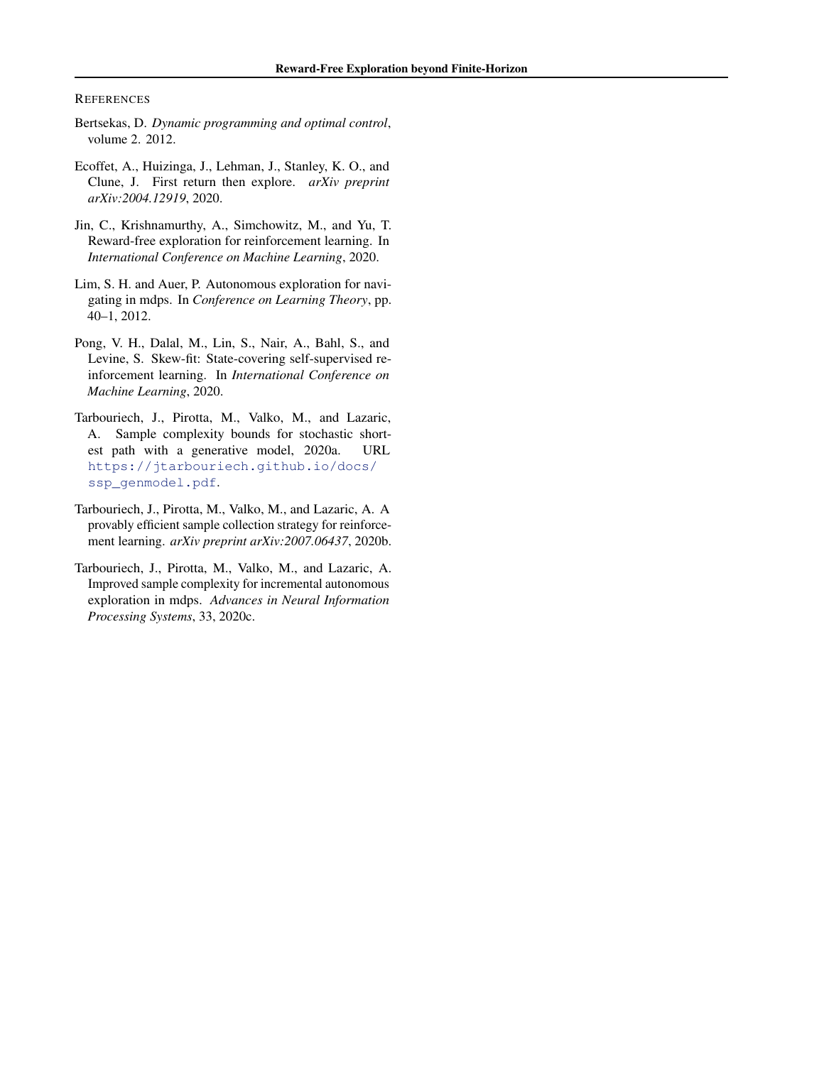## References

Bertsekas, D. *Dynamic programming and optimal control*, volume 2. 2012.

Ecoffet, A., Huizinga, J., Lehman, J., Stanley, K. O., and Clune, J. First return then explore. *arXiv preprint arXiv:2004.12919*, 2020.

Jin, C., Krishnamurthy, A., Simchowitz, M., and Yu, T. Reward-free exploration for reinforcement learning. In *International Conference on Machine Learning*, 2020.

Lim, S. H. and Auer, P. Autonomous exploration for navigating in mdps. In *Conference on Learning Theory*, pp. 40–1, 2012.

Pong, V. H., Dalal, M., Lin, S., Nair, A., Bahl, S., and Levine, S. Skew-fit: State-covering self-supervised reinforcement learning. In *International Conference on Machine Learning*, 2020.

Tarbouriech, J., Pirotta, M., Valko, M., and Lazaric, A. Sample complexity bounds for stochastic shortest path with a generative model, 2020a. URL https://jtarbouriech.github.io/docs/ssp_genmodel.pdf.

Tarbouriech, J., Pirotta, M., Valko, M., and Lazaric, A. A provably efficient sample collection strategy for reinforcement learning. *arXiv preprint arXiv:2007.06437*, 2020b.

Tarbouriech, J., Pirotta, M., Valko, M., and Lazaric, A. Improved sample complexity for incremental autonomous exploration in mdps. *Advances in Neural Information Processing Systems*, 33, 2020c.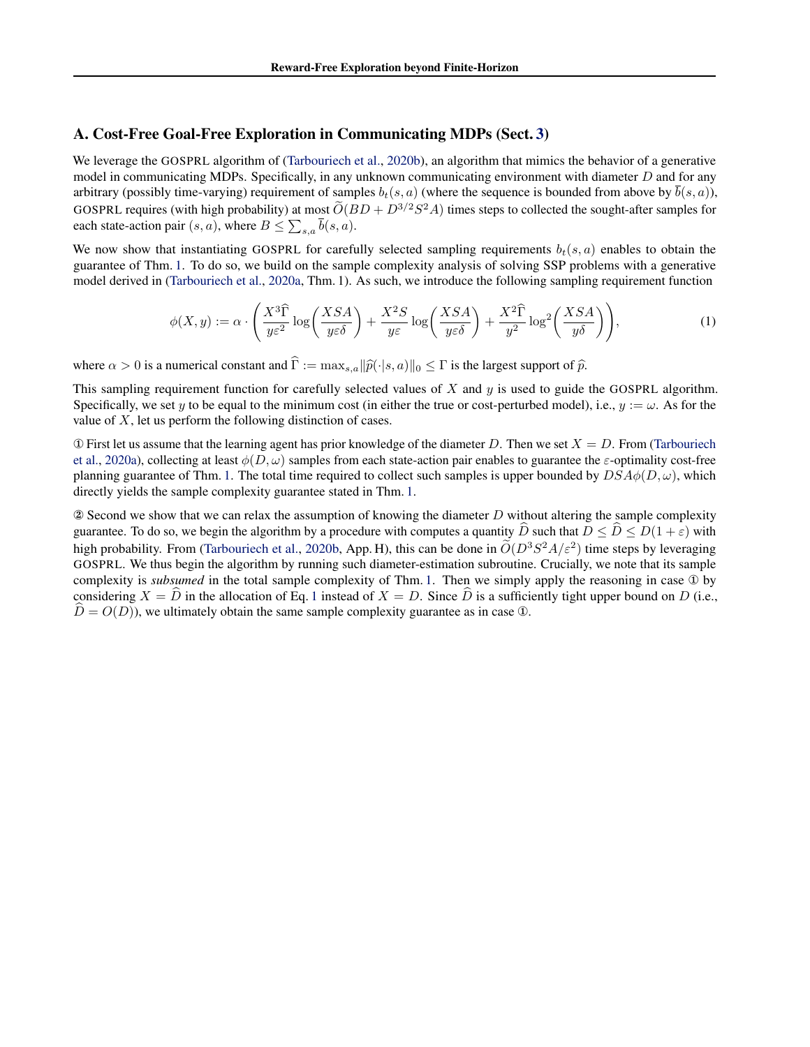## A. Cost-Free Goal-Free Exploration in Communicating MDPs (Sect. 3)

We leverage the GOSPRL algorithm of (Tarbouriech et al., 2020b), an algorithm that mimics the behavior of a generative model in communicating MDPs. Specifically, in any unknown communicating environment with diameter $D$ and for any arbitrary (possibly time-varying) requirement of samples $b_t(s,a)$ (where the sequence is bounded from above by $\overline{b}(s,a)$), GOSPRL requires (with high probability) at most $\widetilde{O}(BD + D^{3/2}S^2A)$ times steps to collected the sought-after samples for each state-action pair $(s,a)$, where $B \leq \sum_{s,a} \overline{b}(s,a)$.

We now show that instantiating GOSPRL for carefully selected sampling requirements $b_t(s,a)$ enables to obtain the guarantee of Thm. 1. To do so, we build on the sample complexity analysis of solving SSP problems with a generative model derived in (Tarbouriech et al., 2020a, Thm. 1). As such, we introduce the following sampling requirement function

$$\phi(X,y) := \alpha \cdot \left( \frac{X^3 \widehat{\Gamma}}{y \varepsilon^2} \log\left(\frac{XSA}{y\varepsilon\delta}\right) + \frac{X^2 S}{y\varepsilon} \log\left(\frac{XSA}{y\varepsilon\delta}\right) + \frac{X^2 \widehat{\Gamma}}{y^2} \log^2\left(\frac{XSA}{y\delta}\right) \right), \tag{1}$$

where $\alpha > 0$ is a numerical constant and $\widehat{\Gamma} := \max_{s,a} \|\widehat{p}(\cdot|s,a)\|_0 \leq \Gamma$ is the largest support of $\widehat{p}$.

This sampling requirement function for carefully selected values of $X$ and $y$ is used to guide the GOSPRL algorithm. Specifically, we set $y$ to be equal to the minimum cost (in either the true or cost-perturbed model), i.e., $y := \omega$. As for the value of $X$, let us perform the following distinction of cases.

① First let us assume that the learning agent has prior knowledge of the diameter $D$. Then we set $X = D$. From (Tarbouriech et al., 2020a), collecting at least $\phi(D, \omega)$ samples from each state-action pair enables to guarantee the $\varepsilon$-optimality cost-free planning guarantee of Thm. 1. The total time required to collect such samples is upper bounded by $DSA\phi(D,\omega)$, which directly yields the sample complexity guarantee stated in Thm. 1.

② Second we show that we can relax the assumption of knowing the diameter $D$ without altering the sample complexity guarantee. To do so, we begin the algorithm by a procedure with computes a quantity $\widehat{D}$ such that $D \leq \widehat{D} \leq D(1+\varepsilon)$ with high probability. From (Tarbouriech et al., 2020b, App. H), this can be done in $\widetilde{O}(D^3 S^2 A/\varepsilon^2)$ time steps by leveraging GOSPRL. We thus begin the algorithm by running such diameter-estimation subroutine. Crucially, we note that its sample complexity is ***subsumed*** in the total sample complexity of Thm. 1. Then we simply apply the reasoning in case ① by considering $X = \widehat{D}$ in the allocation of Eq. 1 instead of $X = D$. Since $\widehat{D}$ is a sufficiently tight upper bound on $D$ (i.e., $\widehat{D} = O(D)$), we ultimately obtain the same sample complexity guarantee as in case ①.